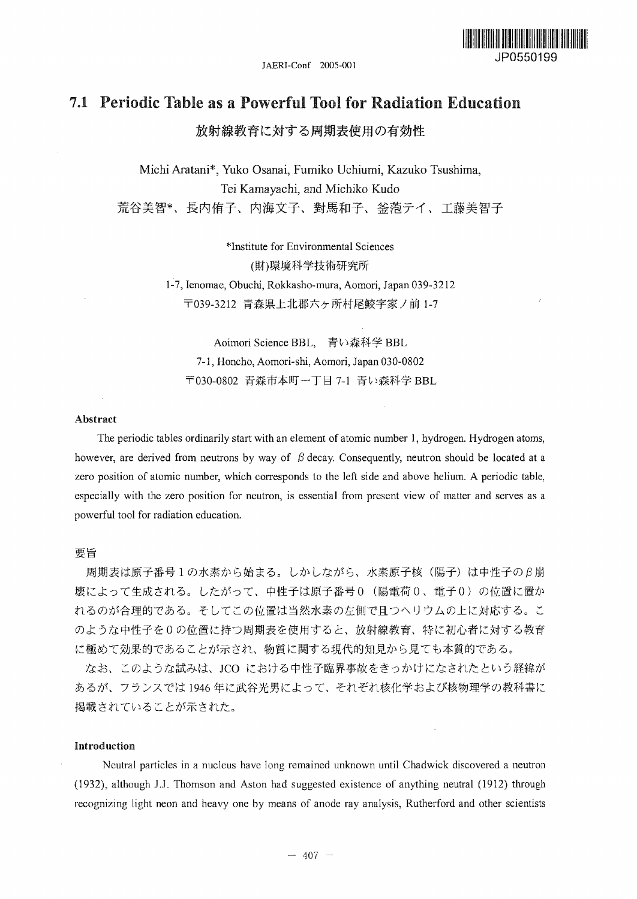# 7.1 Periodic Table as a Powerful Tool for Radiation Education

## 放射線教育に対する周期表使用の有効性

Michi Aratani*, Yuko Osanai, Fumiko Uchiumi, Kazuko Tsushima, Tei Kamayachi, and Michiko Kudo

荒谷美智*、長内侑子、内海文子、對馬和子、釜萢テイ、工藤美智子

*Institute for Environmental Sciences
(財)環境科学技術研究所
1-7, Ienomae, Obuchi, Rokkasho-mura, Aomori, Japan 039-3212
〒039-3212 青森県上北郡六ヶ所村尾鮫字家ノ前 1-7

Aoimori Science BBL, 青い森科学 BBL
7-1, Honcho, Aomori-shi, Aomori, Japan 030-0802
〒030-0802 青森市本町一丁目 7-1 青い森科学 BBL

### Abstract

The periodic tables ordinarily start with an element of atomic number 1, hydrogen. Hydrogen atoms, however, are derived from neutrons by way of $\beta$ decay. Consequently, neutron should be located at a zero position of atomic number, which corresponds to the left side and above helium. A periodic table, especially with the zero position for neutron, is essential from present view of matter and serves as a powerful tool for radiation education.

### 要旨

周期表は原子番号 1 の水素から始まる。しかしながら、水素原子核（陽子）は中性子の $\beta$ 崩壊によって生成される。したがって、中性子は原子番号 0（陽電荷 0、電子 0）の位置に置かれるのが合理的である。そしてこの位置は当然水素の左側で且つヘリウムの上に対応する。このような中性子を 0 の位置に持つ周期表を使用すると、放射線教育、特に初心者に対する教育に極めて効果的であることが示され、物質に関する現代的知見から見ても本質的である。

なお、このような試みは、JCO における中性子臨界事故をきっかけになされたという経緯があるが、フランスでは 1946 年に武谷光男によって、それぞれ核化学および核物理学の教科書に掲載されていることが示された。

### Introduction

Neutral particles in a nucleus have long remained unknown until Chadwick discovered a neutron (1932), although J.J. Thomson and Aston had suggested existence of anything neutral (1912) through recognizing light neon and heavy one by means of anode ray analysis, Rutherford and other scientists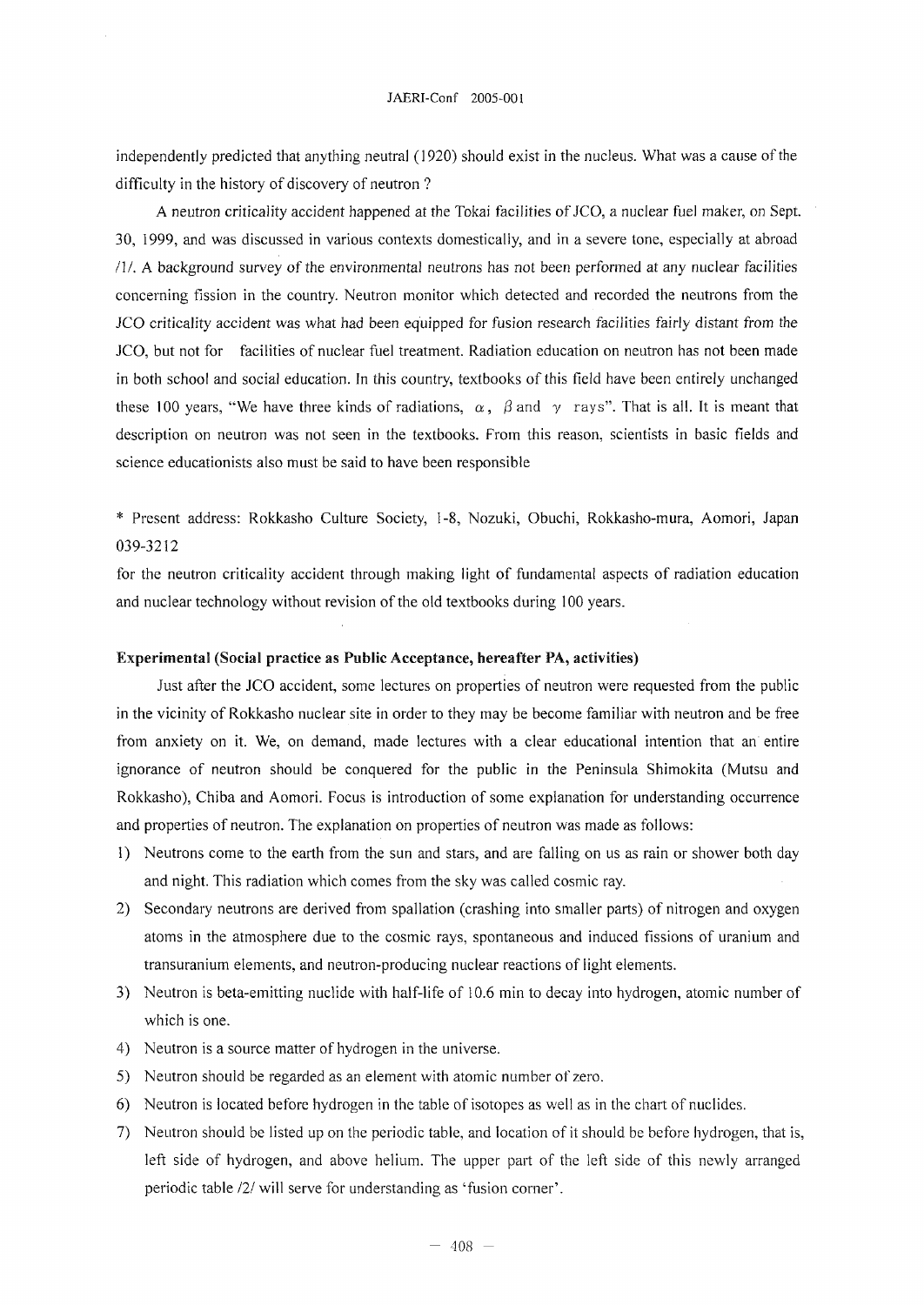independently predicted that anything neutral (1920) should exist in the nucleus. What was a cause of the difficulty in the history of discovery of neutron ?

A neutron criticality accident happened at the Tokai facilities of JCO, a nuclear fuel maker, on Sept. 30, 1999, and was discussed in various contexts domestically, and in a severe tone, especially at abroad /1/. A background survey of the environmental neutrons has not been performed at any nuclear facilities concerning fission in the country. Neutron monitor which detected and recorded the neutrons from the JCO criticality accident was what had been equipped for fusion research facilities fairly distant from the JCO, but not for facilities of nuclear fuel treatment. Radiation education on neutron has not been made in both school and social education. In this country, textbooks of this field have been entirely unchanged these 100 years, "We have three kinds of radiations, $\alpha$, $\beta$ and $\gamma$ rays". That is all. It is meant that description on neutron was not seen in the textbooks. From this reason, scientists in basic fields and science educationists also must be said to have been responsible

\* Present address: Rokkasho Culture Society, 1-8, Nozuki, Obuchi, Rokkasho-mura, Aomori, Japan 039-3212

for the neutron criticality accident through making light of fundamental aspects of radiation education and nuclear technology without revision of the old textbooks during 100 years.

**Experimental (Social practice as Public Acceptance, hereafter PA, activities)**

Just after the JCO accident, some lectures on properties of neutron were requested from the public in the vicinity of Rokkasho nuclear site in order to they may be become familiar with neutron and be free from anxiety on it. We, on demand, made lectures with a clear educational intention that an entire ignorance of neutron should be conquered for the public in the Peninsula Shimokita (Mutsu and Rokkasho), Chiba and Aomori. Focus is introduction of some explanation for understanding occurrence and properties of neutron. The explanation on properties of neutron was made as follows:

1) Neutrons come to the earth from the sun and stars, and are falling on us as rain or shower both day and night. This radiation which comes from the sky was called cosmic ray.
2) Secondary neutrons are derived from spallation (crashing into smaller parts) of nitrogen and oxygen atoms in the atmosphere due to the cosmic rays, spontaneous and induced fissions of uranium and transuranium elements, and neutron-producing nuclear reactions of light elements.
3) Neutron is beta-emitting nuclide with half-life of 10.6 min to decay into hydrogen, atomic number of which is one.
4) Neutron is a source matter of hydrogen in the universe.
5) Neutron should be regarded as an element with atomic number of zero.
6) Neutron is located before hydrogen in the table of isotopes as well as in the chart of nuclides.
7) Neutron should be listed up on the periodic table, and location of it should be before hydrogen, that is, left side of hydrogen, and above helium. The upper part of the left side of this newly arranged periodic table /2/ will serve for understanding as 'fusion corner'.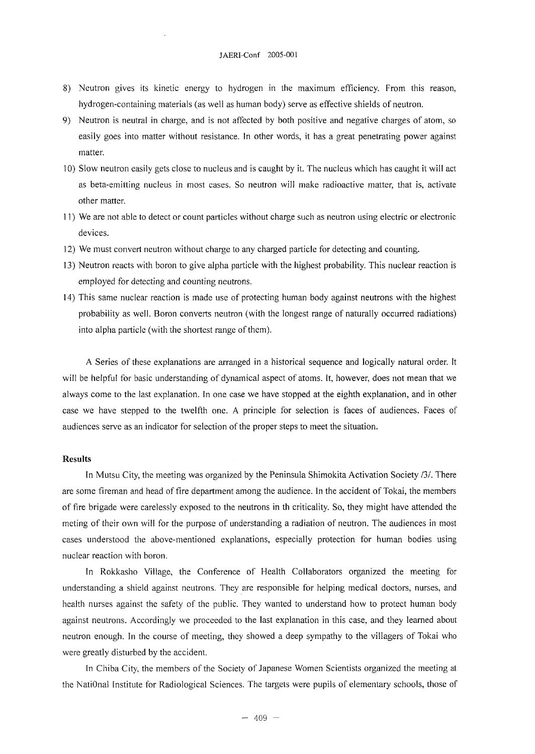8) Neutron gives its kinetic energy to hydrogen in the maximum efficiency. From this reason, hydrogen-containing materials (as well as human body) serve as effective shields of neutron.
9) Neutron is neutral in charge, and is not affected by both positive and negative charges of atom, so easily goes into matter without resistance. In other words, it has a great penetrating power against matter.
10) Slow neutron easily gets close to nucleus and is caught by it. The nucleus which has caught it will act as beta-emitting nucleus in most cases. So neutron will make radioactive matter, that is, activate other matter.
11) We are not able to detect or count particles without charge such as neutron using electric or electronic devices.
12) We must convert neutron without charge to any charged particle for detecting and counting.
13) Neutron reacts with boron to give alpha particle with the highest probability. This nuclear reaction is employed for detecting and counting neutrons.
14) This same nuclear reaction is made use of protecting human body against neutrons with the highest probability as well. Boron converts neutron (with the longest range of naturally occurred radiations) into alpha particle (with the shortest range of them).

A Series of these explanations are arranged in a historical sequence and logically natural order. It will be helpful for basic understanding of dynamical aspect of atoms. It, however, does not mean that we always come to the last explanation. In one case we have stopped at the eighth explanation, and in other case we have stepped to the twelfth one. A principle for selection is faces of audiences. Faces of audiences serve as an indicator for selection of the proper steps to meet the situation.

**Results**

In Mutsu City, the meeting was organized by the Peninsula Shimokita Activation Society /3/. There are some fireman and head of fire department among the audience. In the accident of Tokai, the members of fire brigade were carelessly exposed to the neutrons in th criticality. So, they might have attended the meting of their own will for the purpose of understanding a radiation of neutron. The audiences in most cases understood the above-mentioned explanations, especially protection for human bodies using nuclear reaction with boron.

In Rokkasho Village, the Conference of Health Collaborators organized the meeting for understanding a shield against neutrons. They are responsible for helping medical doctors, nurses, and health nurses against the safety of the public. They wanted to understand how to protect human body against neutrons. Accordingly we proceeded to the last explanation in this case, and they learned about neutron enough. In the course of meeting, they showed a deep sympathy to the villagers of Tokai who were greatly disturbed by the accident.

In Chiba City, the members of the Society of Japanese Women Scientists organized the meeting at the NatiOnal Institute for Radiological Sciences. The targets were pupils of elementary schools, those of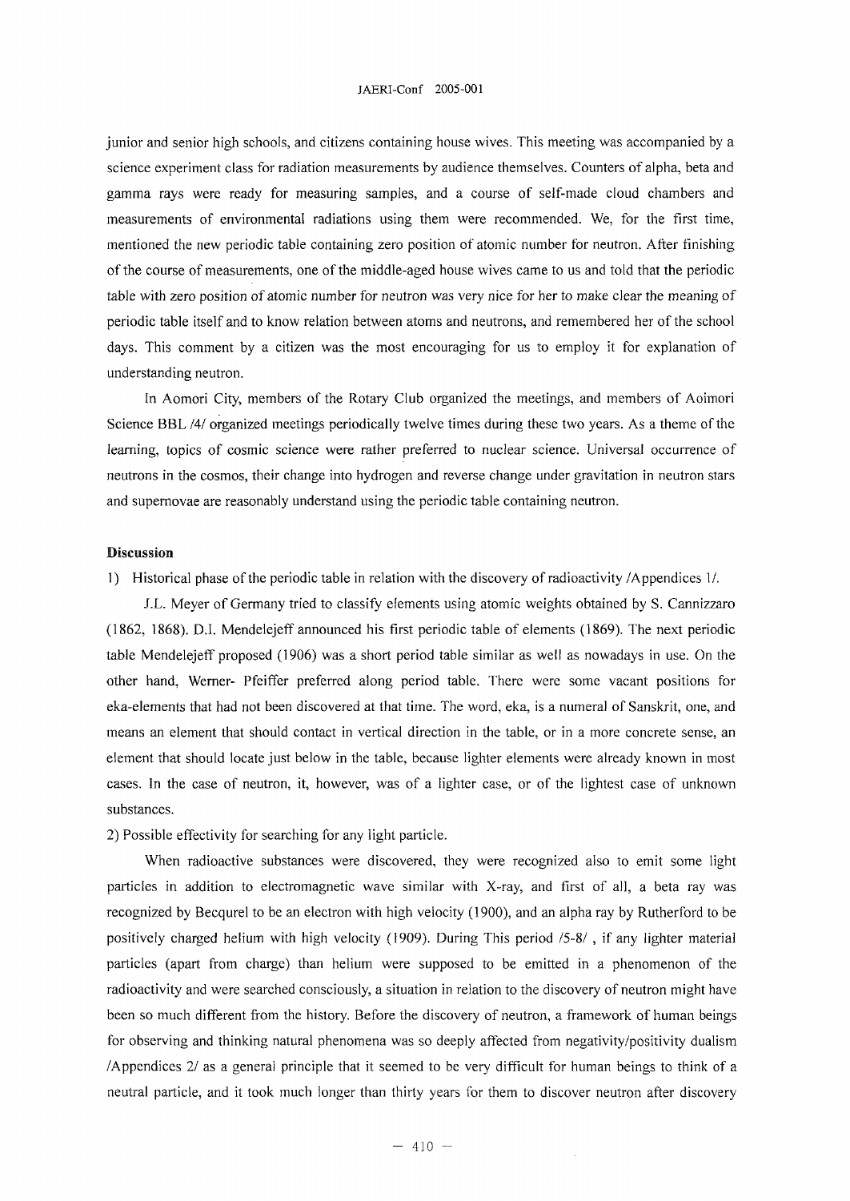junior and senior high schools, and citizens containing house wives. This meeting was accompanied by a science experiment class for radiation measurements by audience themselves. Counters of alpha, beta and gamma rays were ready for measuring samples, and a course of self-made cloud chambers and measurements of environmental radiations using them were recommended. We, for the first time, mentioned the new periodic table containing zero position of atomic number for neutron. After finishing of the course of measurements, one of the middle-aged house wives came to us and told that the periodic table with zero position of atomic number for neutron was very nice for her to make clear the meaning of periodic table itself and to know relation between atoms and neutrons, and remembered her of the school days. This comment by a citizen was the most encouraging for us to employ it for explanation of understanding neutron.

In Aomori City, members of the Rotary Club organized the meetings, and members of Aoimori Science BBL /4/ organized meetings periodically twelve times during these two years. As a theme of the learning, topics of cosmic science were rather preferred to nuclear science. Universal occurrence of neutrons in the cosmos, their change into hydrogen and reverse change under gravitation in neutron stars and supernovae are reasonably understand using the periodic table containing neutron.

**Discussion**

1) Historical phase of the periodic table in relation with the discovery of radioactivity /Appendices 1/.

J.L. Meyer of Germany tried to classify elements using atomic weights obtained by S. Cannizzaro (1862, 1868). D.I. Mendelejeff announced his first periodic table of elements (1869). The next periodic table Mendelejeff proposed (1906) was a short period table similar as well as nowadays in use. On the other hand, Werner- Pfeiffer preferred along period table. There were some vacant positions for eka-elements that had not been discovered at that time. The word, eka, is a numeral of Sanskrit, one, and means an element that should contact in vertical direction in the table, or in a more concrete sense, an element that should locate just below in the table, because lighter elements were already known in most cases. In the case of neutron, it, however, was of a lighter case, or of the lightest case of unknown substances.

2) Possible effectivity for searching for any light particle.

When radioactive substances were discovered, they were recognized also to emit some light particles in addition to electromagnetic wave similar with X-ray, and first of all, a beta ray was recognized by Becqurel to be an electron with high velocity (1900), and an alpha ray by Rutherford to be positively charged helium with high velocity (1909). During This period /5-8/ , if any lighter material particles (apart from charge) than helium were supposed to be emitted in a phenomenon of the radioactivity and were searched consciously, a situation in relation to the discovery of neutron might have been so much different from the history. Before the discovery of neutron, a framework of human beings for observing and thinking natural phenomena was so deeply affected from negativity/positivity dualism /Appendices 2/ as a general principle that it seemed to be very difficult for human beings to think of a neutral particle, and it took much longer than thirty years for them to discover neutron after discovery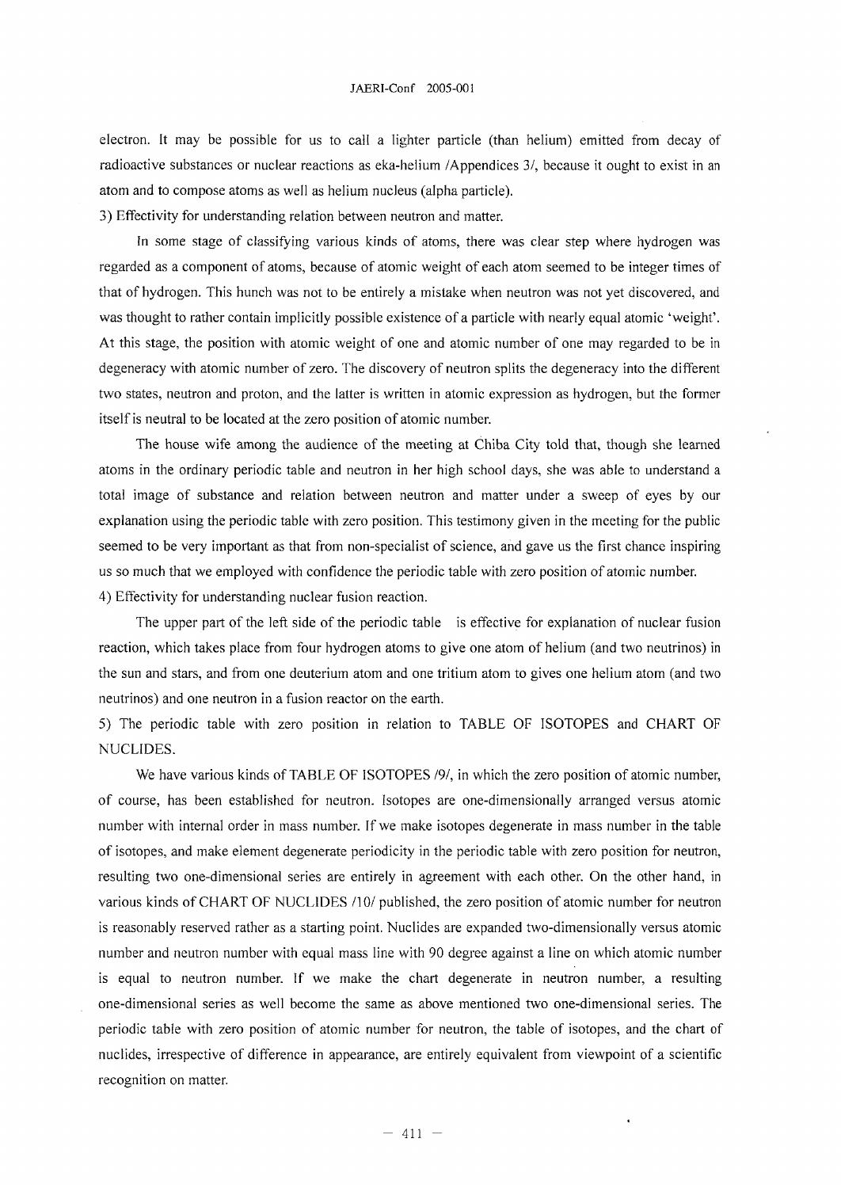electron. It may be possible for us to call a lighter particle (than helium) emitted from decay of radioactive substances or nuclear reactions as eka-helium /Appendices 3/, because it ought to exist in an atom and to compose atoms as well as helium nucleus (alpha particle).

3) Effectivity for understanding relation between neutron and matter.

In some stage of classifying various kinds of atoms, there was clear step where hydrogen was regarded as a component of atoms, because of atomic weight of each atom seemed to be integer times of that of hydrogen. This hunch was not to be entirely a mistake when neutron was not yet discovered, and was thought to rather contain implicitly possible existence of a particle with nearly equal atomic 'weight'. At this stage, the position with atomic weight of one and atomic number of one may regarded to be in degeneracy with atomic number of zero. The discovery of neutron splits the degeneracy into the different two states, neutron and proton, and the latter is written in atomic expression as hydrogen, but the former itself is neutral to be located at the zero position of atomic number.

The house wife among the audience of the meeting at Chiba City told that, though she learned atoms in the ordinary periodic table and neutron in her high school days, she was able to understand a total image of substance and relation between neutron and matter under a sweep of eyes by our explanation using the periodic table with zero position. This testimony given in the meeting for the public seemed to be very important as that from non-specialist of science, and gave us the first chance inspiring us so much that we employed with confidence the periodic table with zero position of atomic number.

4) Effectivity for understanding nuclear fusion reaction.

The upper part of the left side of the periodic table is effective for explanation of nuclear fusion reaction, which takes place from four hydrogen atoms to give one atom of helium (and two neutrinos) in the sun and stars, and from one deuterium atom and one tritium atom to gives one helium atom (and two neutrinos) and one neutron in a fusion reactor on the earth.

5) The periodic table with zero position in relation to TABLE OF ISOTOPES and CHART OF NUCLIDES.

We have various kinds of TABLE OF ISOTOPES /9/, in which the zero position of atomic number, of course, has been established for neutron. Isotopes are one-dimensionally arranged versus atomic number with internal order in mass number. If we make isotopes degenerate in mass number in the table of isotopes, and make element degenerate periodicity in the periodic table with zero position for neutron, resulting two one-dimensional series are entirely in agreement with each other. On the other hand, in various kinds of CHART OF NUCLIDES /10/ published, the zero position of atomic number for neutron is reasonably reserved rather as a starting point. Nuclides are expanded two-dimensionally versus atomic number and neutron number with equal mass line with 90 degree against a line on which atomic number is equal to neutron number. If we make the chart degenerate in neutron number, a resulting one-dimensional series as well become the same as above mentioned two one-dimensional series. The periodic table with zero position of atomic number for neutron, the table of isotopes, and the chart of nuclides, irrespective of difference in appearance, are entirely equivalent from viewpoint of a scientific recognition on matter.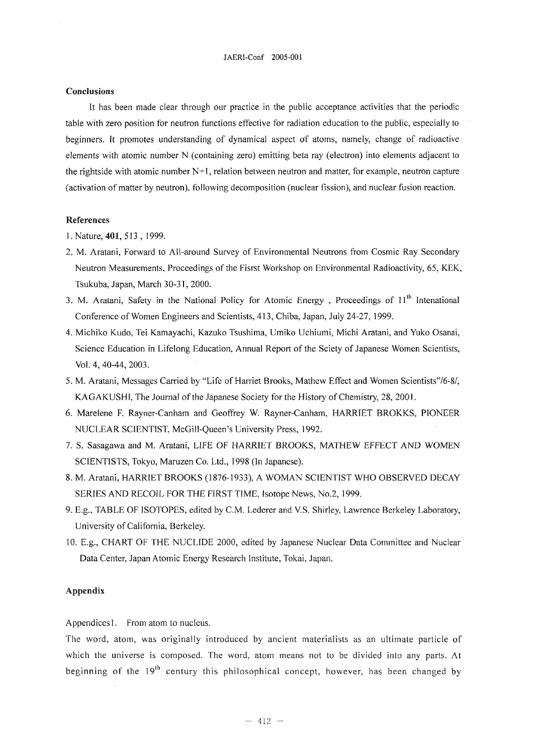## Conclusions

It has been made clear through our practice in the public acceptance activities that the periodic table with zero position for neutron functions effective for radiation education to the public, especially to beginners. It promotes understanding of dynamical aspect of atoms, namely, change of radioactive elements with atomic number N (containing zero) emitting beta ray (electron) into elements adjacent to the rightside with atomic number N+1, relation between neutron and matter, for example, neutron capture (activation of matter by neutron), following decomposition (nuclear fission), and nuclear fusion reaction.

## References

1. Nature, **401**, 513 , 1999.
2. M. Aratani, Forward to All-around Survey of Environmental Neutrons from Cosmic Ray Secondary Neutron Measurements, Proceedings of the Fisrst Workshop on Environmental Radioactivity, 65, KEK, Tsukuba, Japan, March 30-31, 2000.
3. M. Aratani, Safety in the National Policy for Atomic Energy , Proceedings of 11th Intenational Conference of Women Engineers and Scientists, 413, Chiba, Japan, July 24-27, 1999.
4. Michiko Kudo, Tei Kamayachi, Kazuko Tsushima, Umiko Uchiumi, Michi Aratani, and Yuko Osanai, Science Education in Lifelong Education, Annual Report of the Sciety of Japanese Women Scientists, Vol. 4, 40-44, 2003.
5. M. Aratani, Messages Carried by "Life of Harriet Brooks, Mathew Effect and Women Scientists"/6-8/, KAGAKUSHI, The Journal of the Japanese Society for the History of Chemistry, 28, 2001.
6. Marelene F. Rayner-Canham and Geoffrey W. Rayner-Canham, HARRIET BROKKS, PIONEER NUCLEAR SCIENTIST, McGill-Queen's University Press, 1992.
7. S. Sasagawa and M. Aratani, LIFE OF HARRIET BROOKS, MATHEW EFFECT AND WOMEN SCIENTISTS, Tokyo, Maruzen Co. Ltd., 1998 (In Japanese).
8. M. Aratani, HARRIET BROOKS (1876-1933), A WOMAN SCIENTIST WHO OBSERVED DECAY SERIES AND RECOIL FOR THE FIRST TIME, Isotope News, No.2, 1999.
9. E.g., TABLE OF ISOTOPES, edited by C.M. Lederer and V.S. Shirley, Lawrence Berkeley Laboratory, University of California, Berkeley.
10. E.g., CHART OF THE NUCLIDE 2000, edited by Japanese Nuclear Data Committee and Nuclear Data Center, Japan Atomic Energy Research Institute, Tokai, Japan.

## Appendix

Appendices1. From atom to nucleus.

The word, atom, was originally introduced by ancient materialists as an ultimate particle of which the universe is composed. The word, atom means not to be divided into any parts. At beginning of the 19th century this philosophical concept, however, has been changed by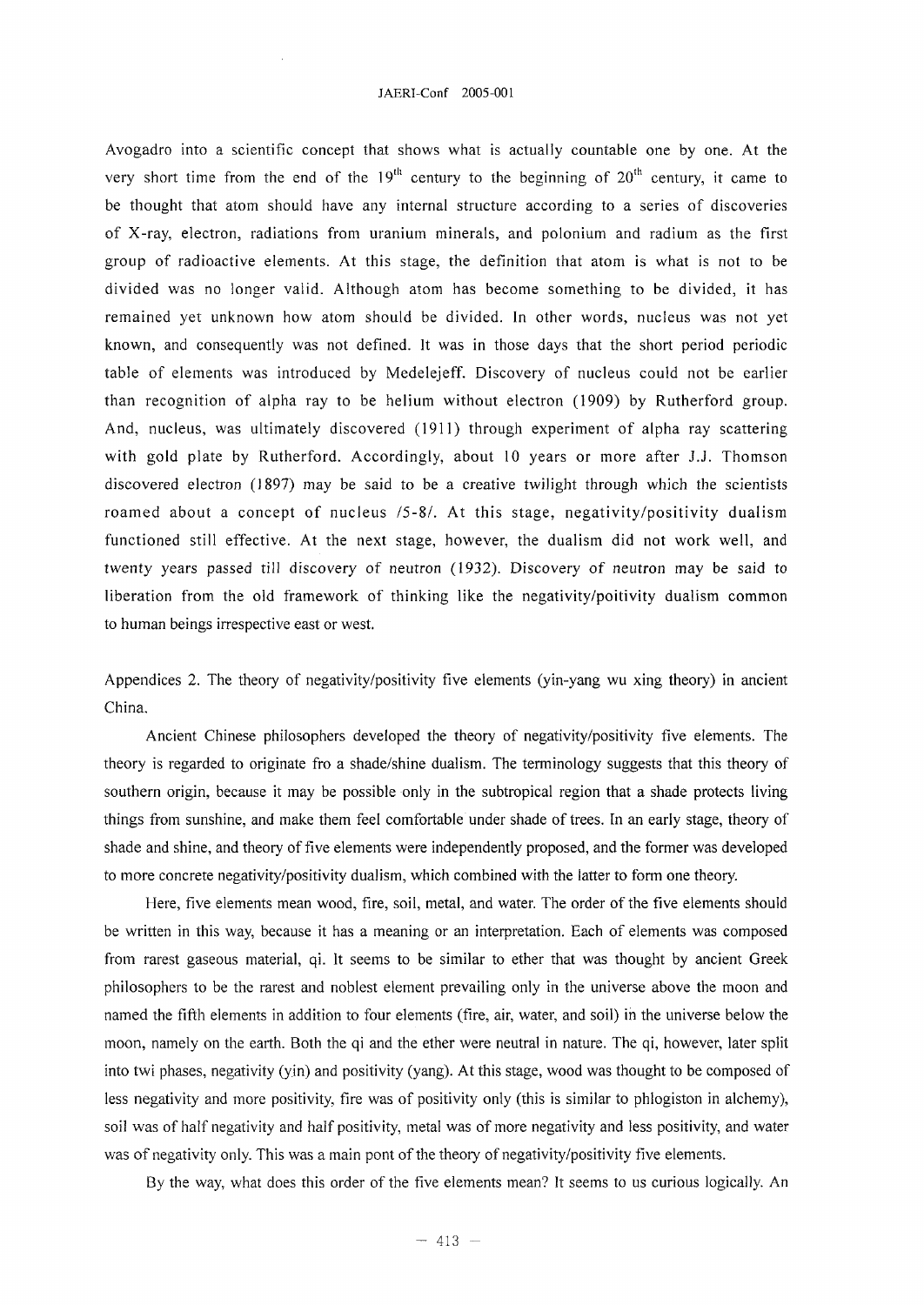Avogadro into a scientific concept that shows what is actually countable one by one. At the very short time from the end of the 19[th] century to the beginning of 20[th] century, it came to be thought that atom should have any internal structure according to a series of discoveries of X-ray, electron, radiations from uranium minerals, and polonium and radium as the first group of radioactive elements. At this stage, the definition that atom is what is not to be divided was no longer valid. Although atom has become something to be divided, it has remained yet unknown how atom should be divided. In other words, nucleus was not yet known, and consequently was not defined. It was in those days that the short period periodic table of elements was introduced by Medelejeff. Discovery of nucleus could not be earlier than recognition of alpha ray to be helium without electron (1909) by Rutherford group. And, nucleus, was ultimately discovered (1911) through experiment of alpha ray scattering with gold plate by Rutherford. Accordingly, about 10 years or more after J.J. Thomson discovered electron (1897) may be said to be a creative twilight through which the scientists roamed about a concept of nucleus /5-8/. At this stage, negativity/positivity dualism functioned still effective. At the next stage, however, the dualism did not work well, and twenty years passed till discovery of neutron (1932). Discovery of neutron may be said to liberation from the old framework of thinking like the negativity/poitivity dualism common to human beings irrespective east or west.

Appendices 2. The theory of negativity/positivity five elements (yin-yang wu xing theory) in ancient China.

Ancient Chinese philosophers developed the theory of negativity/positivity five elements. The theory is regarded to originate fro a shade/shine dualism. The terminology suggests that this theory of southern origin, because it may be possible only in the subtropical region that a shade protects living things from sunshine, and make them feel comfortable under shade of trees. In an early stage, theory of shade and shine, and theory of five elements were independently proposed, and the former was developed to more concrete negativity/positivity dualism, which combined with the latter to form one theory.

Here, five elements mean wood, fire, soil, metal, and water. The order of the five elements should be written in this way, because it has a meaning or an interpretation. Each of elements was composed from rarest gaseous material, qi. It seems to be similar to ether that was thought by ancient Greek philosophers to be the rarest and noblest element prevailing only in the universe above the moon and named the fifth elements in addition to four elements (fire, air, water, and soil) in the universe below the moon, namely on the earth. Both the qi and the ether were neutral in nature. The qi, however, later split into twi phases, negativity (yin) and positivity (yang). At this stage, wood was thought to be composed of less negativity and more positivity, fire was of positivity only (this is similar to phlogiston in alchemy), soil was of half negativity and half positivity, metal was of more negativity and less positivity, and water was of negativity only. This was a main pont of the theory of negativity/positivity five elements.

By the way, what does this order of the five elements mean? It seems to us curious logically. An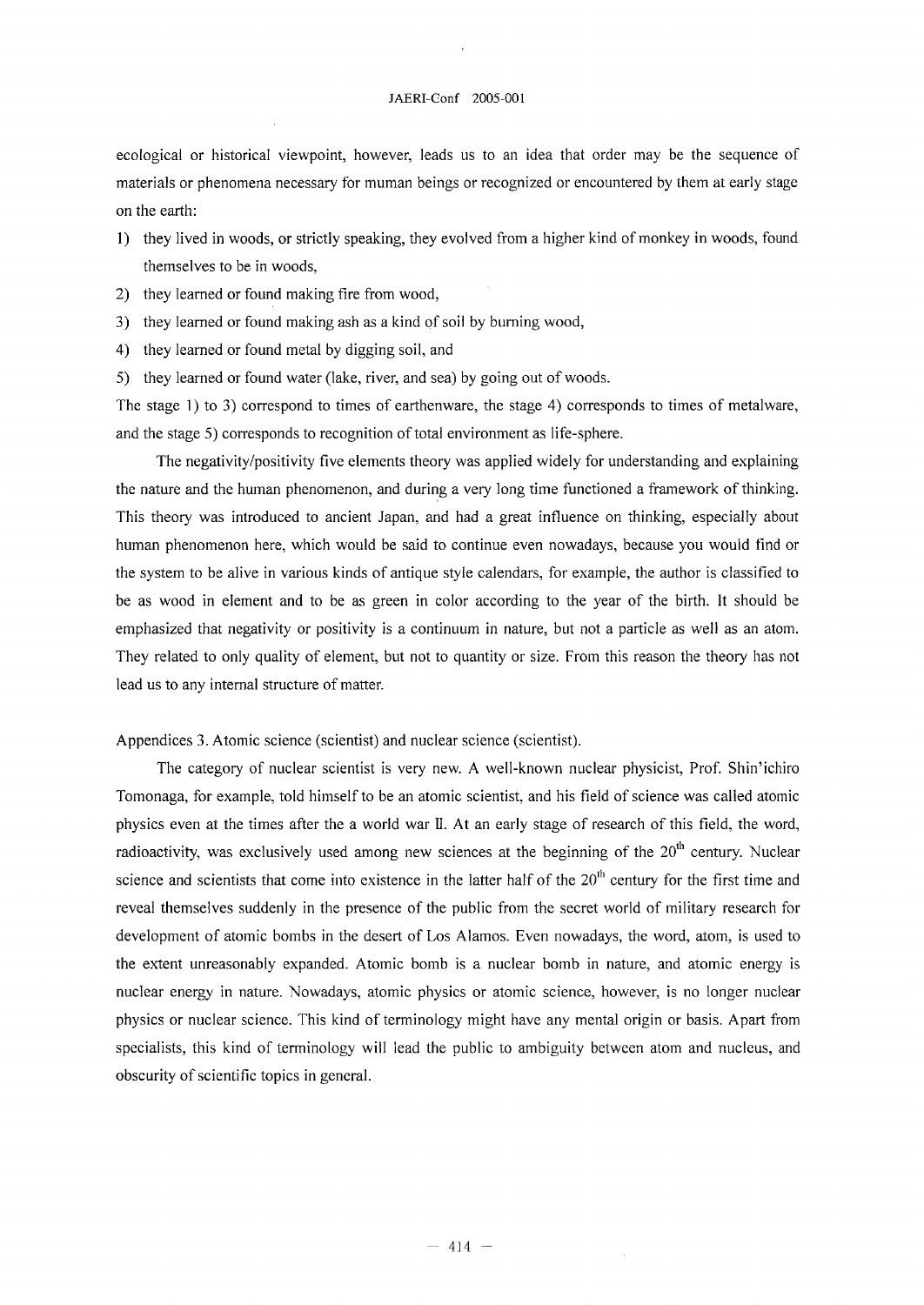ecological or historical viewpoint, however, leads us to an idea that order may be the sequence of materials or phenomena necessary for muman beings or recognized or encountered by them at early stage on the earth:

1) they lived in woods, or strictly speaking, they evolved from a higher kind of monkey in woods, found themselves to be in woods,
2) they learned or found making fire from wood,
3) they learned or found making ash as a kind of soil by burning wood,
4) they learned or found metal by digging soil, and
5) they learned or found water (lake, river, and sea) by going out of woods.

The stage 1) to 3) correspond to times of earthenware, the stage 4) corresponds to times of metalware, and the stage 5) corresponds to recognition of total environment as life-sphere.

The negativity/positivity five elements theory was applied widely for understanding and explaining the nature and the human phenomenon, and during a very long time functioned a framework of thinking. This theory was introduced to ancient Japan, and had a great influence on thinking, especially about human phenomenon here, which would be said to continue even nowadays, because you would find or the system to be alive in various kinds of antique style calendars, for example, the author is classified to be as wood in element and to be as green in color according to the year of the birth. It should be emphasized that negativity or positivity is a continuum in nature, but not a particle as well as an atom. They related to only quality of element, but not to quantity or size. From this reason the theory has not lead us to any internal structure of matter.

Appendices 3. Atomic science (scientist) and nuclear science (scientist).

The category of nuclear scientist is very new. A well-known nuclear physicist, Prof. Shin'ichiro Tomonaga, for example, told himself to be an atomic scientist, and his field of science was called atomic physics even at the times after the a world war II. At an early stage of research of this field, the word, radioactivity, was exclusively used among new sciences at the beginning of the 20th century. Nuclear science and scientists that come into existence in the latter half of the 20th century for the first time and reveal themselves suddenly in the presence of the public from the secret world of military research for development of atomic bombs in the desert of Los Alamos. Even nowadays, the word, atom, is used to the extent unreasonably expanded. Atomic bomb is a nuclear bomb in nature, and atomic energy is nuclear energy in nature. Nowadays, atomic physics or atomic science, however, is no longer nuclear physics or nuclear science. This kind of terminology might have any mental origin or basis. Apart from specialists, this kind of terminology will lead the public to ambiguity between atom and nucleus, and obscurity of scientific topics in general.